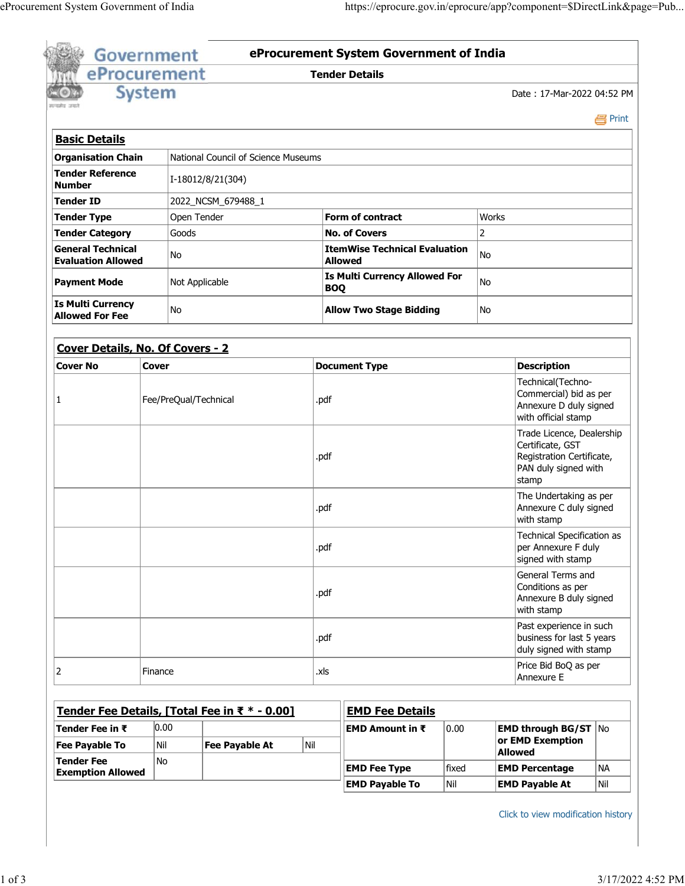# eProcurement System Government of India

## Tender Details

Date : 17-Mar-2022 04:52 PM

Print

### Basic Details

| Organisation Chain | National Council of Science Museums | | |
|---|---|---|---|
| Tender Reference Number | I-18012/8/21(304) | | |
| Tender ID | 2022_NCSM_679488_1 | | |
| Tender Type | Open Tender | Form of contract | Works |
| Tender Category | Goods | No. of Covers | 2 |
| General Technical Evaluation Allowed | No | ItemWise Technical Evaluation Allowed | No |
| Payment Mode | Not Applicable | Is Multi Currency Allowed For BOQ | No |
| Is Multi Currency Allowed For Fee | No | Allow Two Stage Bidding | No |

### Cover Details, No. Of Covers - 2

| Cover No | Cover | Document Type | Description |
|---|---|---|---|
| 1 | Fee/PreQual/Technical | .pdf | Technical(Techno-Commercial) bid as per Annexure D duly signed with official stamp |
| | | .pdf | Trade Licence, Dealership Certificate, GST Registration Certificate, PAN duly signed with stamp |
| | | .pdf | The Undertaking as per Annexure C duly signed with stamp |
| | | .pdf | Technical Specification as per Annexure F duly signed with stamp |
| | | .pdf | General Terms and Conditions as per Annexure B duly signed with stamp |
| | | .pdf | Past experience in such business for last 5 years duly signed with stamp |
| 2 | Finance | .xls | Price Bid BoQ as per Annexure E |

### Tender Fee Details, [Total Fee in ₹ * - 0.00]

| Tender Fee in ₹ | 0.00 | | |
|---|---|---|---|
| Fee Payable To | Nil | Fee Payable At | Nil |
| Tender Fee Exemption Allowed | No | | |

### EMD Fee Details

| EMD Amount in ₹ | 0.00 | EMD through BG/ST or EMD Exemption Allowed | No |
|---|---|---|---|
| EMD Fee Type | fixed | EMD Percentage | NA |
| EMD Payable To | Nil | EMD Payable At | Nil |

Click to view modification history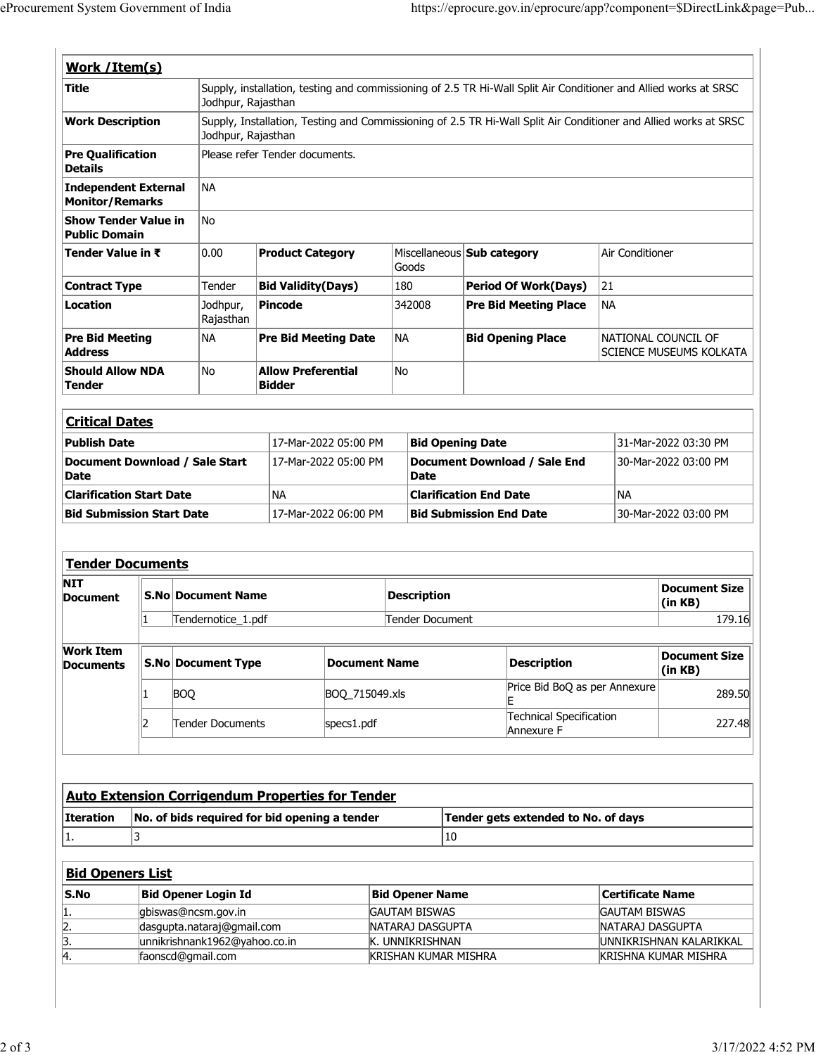## Work /Item(s)

| | | | | | |
|---|---|---|---|---|---|
| **Title** | Supply, installation, testing and commissioning of 2.5 TR Hi-Wall Split Air Conditioner and Allied works at SRSC Jodhpur, Rajasthan | | | | |
| **Work Description** | Supply, Installation, Testing and Commissioning of 2.5 TR Hi-Wall Split Air Conditioner and Allied works at SRSC Jodhpur, Rajasthan | | | | |
| **Pre Qualification Details** | Please refer Tender documents. | | | | |
| **Independent External Monitor/Remarks** | NA | | | | |
| **Show Tender Value in Public Domain** | No | | | | |
| **Tender Value in ₹** | 0.00 | **Product Category** | Miscellaneous Goods | **Sub category** | Air Conditioner |
| **Contract Type** | Tender | **Bid Validity(Days)** | 180 | **Period Of Work(Days)** | 21 |
| **Location** | Jodhpur, Rajasthan | **Pincode** | 342008 | **Pre Bid Meeting Place** | NA |
| **Pre Bid Meeting Address** | NA | **Pre Bid Meeting Date** | NA | **Bid Opening Place** | NATIONAL COUNCIL OF SCIENCE MUSEUMS KOLKATA |
| **Should Allow NDA Tender** | No | **Allow Preferential Bidder** | No | | |

## Critical Dates

| | | | |
|---|---|---|---|
| **Publish Date** | 17-Mar-2022 05:00 PM | **Bid Opening Date** | 31-Mar-2022 03:30 PM |
| **Document Download / Sale Start Date** | 17-Mar-2022 05:00 PM | **Document Download / Sale End Date** | 30-Mar-2022 03:00 PM |
| **Clarification Start Date** | NA | **Clarification End Date** | NA |
| **Bid Submission Start Date** | 17-Mar-2022 06:00 PM | **Bid Submission End Date** | 30-Mar-2022 03:00 PM |

## Tender Documents

**NIT Document**

| S.No | Document Name | Description | Document Size (in KB) |
|---|---|---|---|
| 1 | Tendernotice_1.pdf | Tender Document | 179.16 |

**Work Item Documents**

| S.No | Document Type | Document Name | Description | Document Size (in KB) |
|---|---|---|---|---|
| 1 | BOQ | BOQ_715049.xls | Price Bid BoQ as per Annexure E | 289.50 |
| 2 | Tender Documents | specs1.pdf | Technical Specification Annexure F | 227.48 |

## Auto Extension Corrigendum Properties for Tender

| Iteration | No. of bids required for bid opening a tender | Tender gets extended to No. of days |
|---|---|---|
| 1. | 3 | 10 |

## Bid Openers List

| S.No | Bid Opener Login Id | Bid Opener Name | Certificate Name |
|---|---|---|---|
| 1. | gbiswas@ncsm.gov.in | GAUTAM BISWAS | GAUTAM BISWAS |
| 2. | dasgupta.nataraj@gmail.com | NATARAJ DASGUPTA | NATARAJ DASGUPTA |
| 3. | unnikrishnank1962@yahoo.co.in | K. UNNIKRISHNAN | UNNIKRISHNAN KALARIKKAL |
| 4. | faonscd@gmail.com | KRISHAN KUMAR MISHRA | KRISHNA KUMAR MISHRA |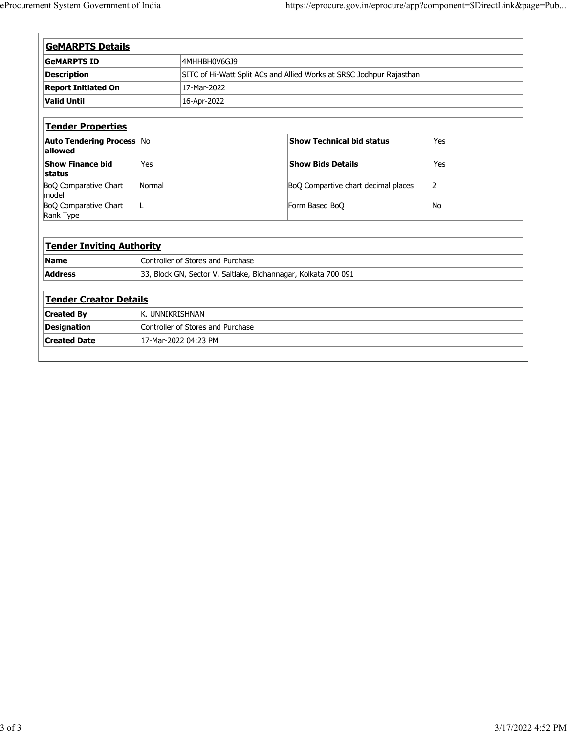| GeMARPTS Details | |
|---|---|
| **GeMARPTS ID** | 4MHHBH0V6GJ9 |
| **Description** | SITC of Hi-Watt Split ACs and Allied Works at SRSC Jodhpur Rajasthan |
| **Report Initiated On** | 17-Mar-2022 |
| **Valid Until** | 16-Apr-2022 |

| Tender Properties | | | |
|---|---|---|---|
| **Auto Tendering Process allowed** | No | **Show Technical bid status** | Yes |
| **Show Finance bid status** | Yes | **Show Bids Details** | Yes |
| BoQ Comparative Chart model | Normal | BoQ Compartive chart decimal places | 2 |
| BoQ Comparative Chart Rank Type | L | Form Based BoQ | No |

| Tender Inviting Authority | |
|---|---|
| **Name** | Controller of Stores and Purchase |
| **Address** | 33, Block GN, Sector V, Saltlake, Bidhannagar, Kolkata 700 091 |

| Tender Creator Details | |
|---|---|
| **Created By** | K. UNNIKRISHNAN |
| **Designation** | Controller of Stores and Purchase |
| **Created Date** | 17-Mar-2022 04:23 PM |